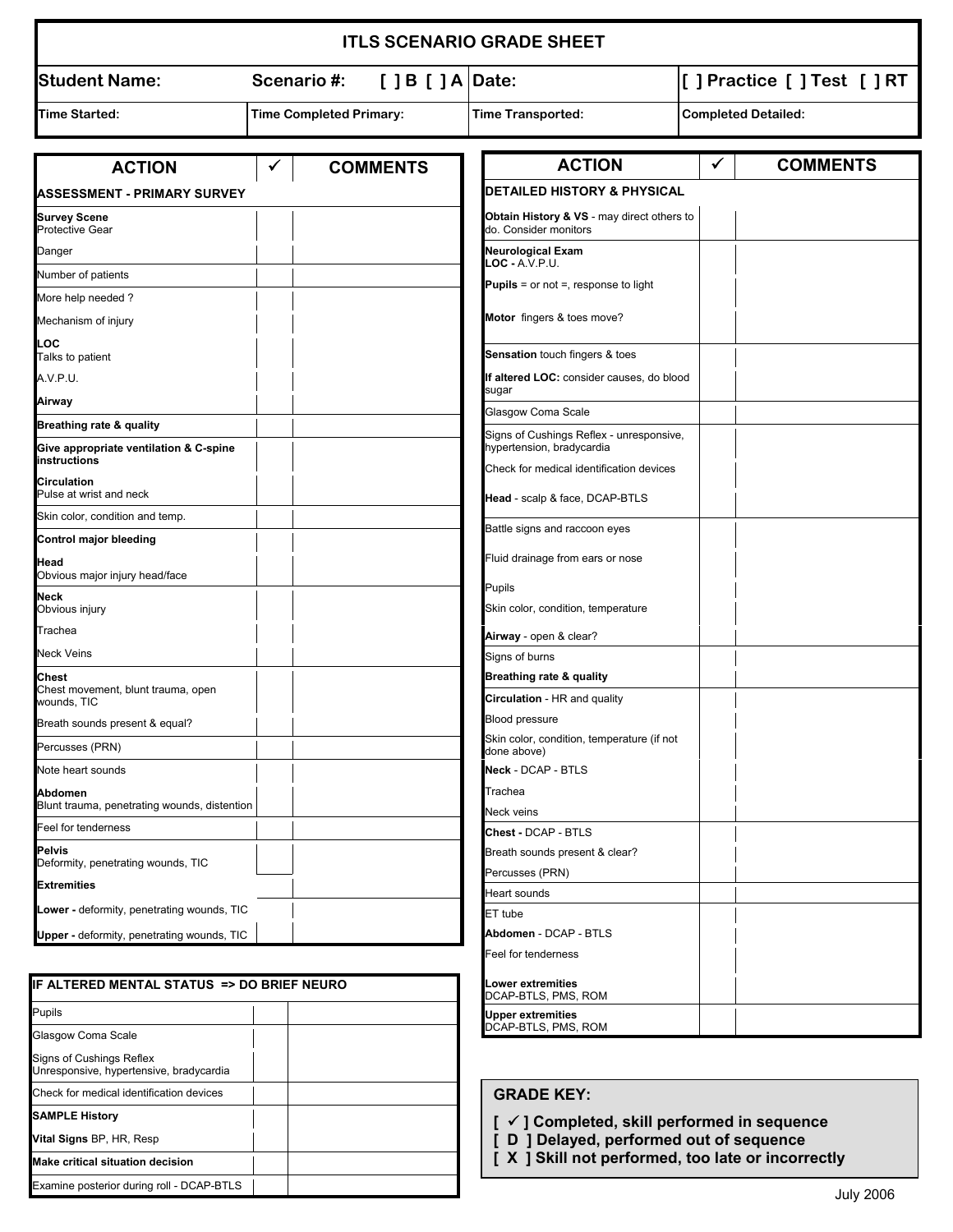# ITLS SCENARIO GRADE SHEET

| Student Name: | Scenario #: [ ] B [ ] A | Date: | [ ] Practice [ ] Test [ ] RT |
|---|---|---|---|
| Time Started: | Time Completed Primary: | Time Transported: | Completed Detailed: |

| ACTION | ✓ | COMMENTS |
|---|---|---|
| **ASSESSMENT - PRIMARY SURVEY** | | |
| **Survey Scene** Protective Gear | | |
| Danger | | |
| Number of patients | | |
| More help needed ? | | |
| Mechanism of injury | | |
| **LOC** Talks to patient | | |
| A.V.P.U. | | |
| **Airway** | | |
| **Breathing rate & quality** | | |
| **Give appropriate ventilation & C-spine instructions** | | |
| **Circulation** Pulse at wrist and neck | | |
| Skin color, condition and temp. | | |
| **Control major bleeding** | | |
| **Head** Obvious major injury head/face | | |
| **Neck** Obvious injury | | |
| Trachea | | |
| Neck Veins | | |
| **Chest** Chest movement, blunt trauma, open wounds, TIC | | |
| Breath sounds present & equal? | | |
| Percusses (PRN) | | |
| Note heart sounds | | |
| **Abdomen** Blunt trauma, penetrating wounds, distention | | |
| Feel for tenderness | | |
| **Pelvis** Deformity, penetrating wounds, TIC | | |
| **Extremities** | | |
| **Lower -** deformity, penetrating wounds, TIC | | |
| **Upper -** deformity, penetrating wounds, TIC | | |

| IF ALTERED MENTAL STATUS => DO BRIEF NEURO | | |
|---|---|---|
| Pupils | | |
| Glasgow Coma Scale | | |
| Signs of Cushings Reflex Unresponsive, hypertensive, bradycardia | | |
| Check for medical identification devices | | |
| **SAMPLE History** | | |
| **Vital Signs** BP, HR, Resp | | |
| **Make critical situation decision** | | |
| Examine posterior during roll - DCAP-BTLS | | |

| ACTION | ✓ | COMMENTS |
|---|---|---|
| **DETAILED HISTORY & PHYSICAL** | | |
| **Obtain History & VS** - may direct others to do. Consider monitors | | |
| **Neurological Exam** **LOC -** A.V.P.U. | | |
| **Pupils** = or not =, response to light | | |
| **Motor** fingers & toes move? | | |
| **Sensation** touch fingers & toes | | |
| **If altered LOC:** consider causes, do blood sugar | | |
| Glasgow Coma Scale | | |
| Signs of Cushings Reflex - unresponsive, hypertension, bradycardia | | |
| Check for medical identification devices | | |
| **Head** - scalp & face, DCAP-BTLS | | |
| Battle signs and raccoon eyes | | |
| Fluid drainage from ears or nose | | |
| Pupils | | |
| Skin color, condition, temperature | | |
| **Airway** - open & clear? | | |
| Signs of burns | | |
| **Breathing rate & quality** | | |
| **Circulation** - HR and quality | | |
| Blood pressure | | |
| Skin color, condition, temperature (if not done above) | | |
| **Neck** - DCAP - BTLS | | |
| Trachea | | |
| Neck veins | | |
| **Chest -** DCAP - BTLS | | |
| Breath sounds present & clear? | | |
| Percusses (PRN) | | |
| Heart sounds | | |
| ET tube | | |
| **Abdomen** - DCAP - BTLS | | |
| Feel for tenderness | | |
| **Lower extremities** DCAP-BTLS, PMS, ROM | | |
| **Upper extremities** DCAP-BTLS, PMS, ROM | | |

**GRADE KEY:**

**[ ✓ ] Completed, skill performed in sequence**
**[ D ] Delayed, performed out of sequence**
**[ X ] Skill not performed, too late or incorrectly**

July 2006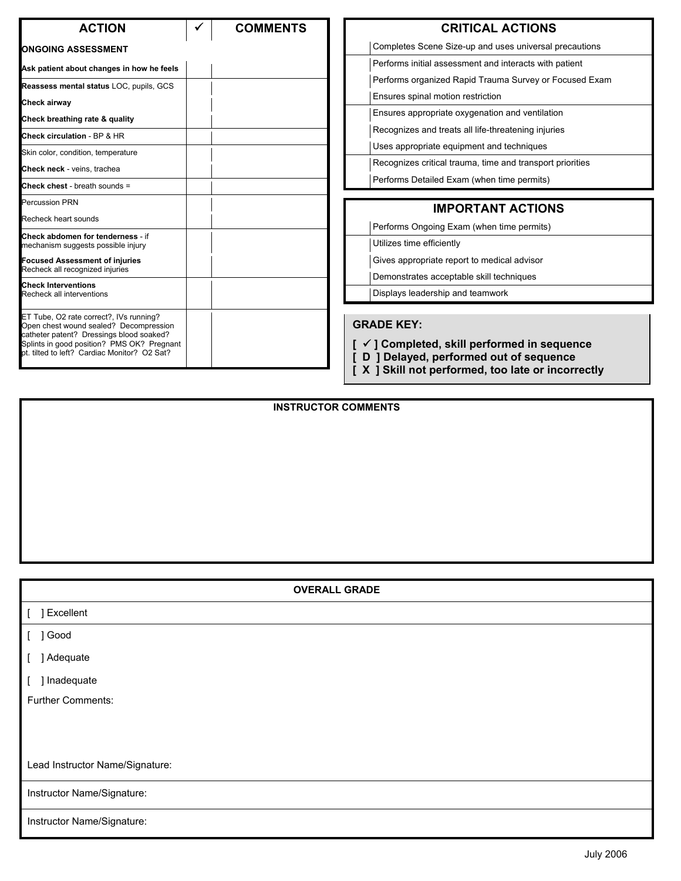| ACTION | ✓ | COMMENTS |
|---|---|---|
| **ONGOING ASSESSMENT** | | |
| **Ask patient about changes in how he feels** | | |
| **Reassess mental status** LOC, pupils, GCS | | |
| **Check airway** | | |
| **Check breathing rate & quality** | | |
| **Check circulation** - BP & HR | | |
| Skin color, condition, temperature | | |
| **Check neck** - veins, trachea | | |
| **Check chest** - breath sounds = | | |
| Percussion PRN | | |
| Recheck heart sounds | | |
| **Check abdomen for tenderness** - if mechanism suggests possible injury | | |
| **Focused Assessment of injuries** Recheck all recognized injuries | | |
| **Check Interventions** Recheck all interventions | | |
| ET Tube, O2 rate correct?, IVs running? Open chest wound sealed? Decompression catheter patent? Dressings blood soaked? Splints in good position? PMS OK? Pregnant pt. tilted to left? Cardiac Monitor? O2 Sat? | | |

| | CRITICAL ACTIONS |
|---|---|
| | Completes Scene Size-up and uses universal precautions |
| | Performs initial assessment and interacts with patient |
| | Performs organized Rapid Trauma Survey or Focused Exam |
| | Ensures spinal motion restriction |
| | Ensures appropriate oxygenation and ventilation |
| | Recognizes and treats all life-threatening injuries |
| | Uses appropriate equipment and techniques |
| | Recognizes critical trauma, time and transport priorities |
| | Performs Detailed Exam (when time permits) |

| | IMPORTANT ACTIONS |
|---|---|
| | Performs Ongoing Exam (when time permits) |
| | Utilizes time efficiently |
| | Gives appropriate report to medical advisor |
| | Demonstrates acceptable skill techniques |
| | Displays leadership and teamwork |

**GRADE KEY:**

**[ ✓ ] Completed, skill performed in sequence**
**[ D ] Delayed, performed out of sequence**
**[ X ] Skill not performed, too late or incorrectly**

**INSTRUCTOR COMMENTS**

**OVERALL GRADE**

[ ] Excellent

[ ] Good

[ ] Adequate

[ ] Inadequate

Further Comments:

Lead Instructor Name/Signature:

Instructor Name/Signature:

Instructor Name/Signature:

July 2006